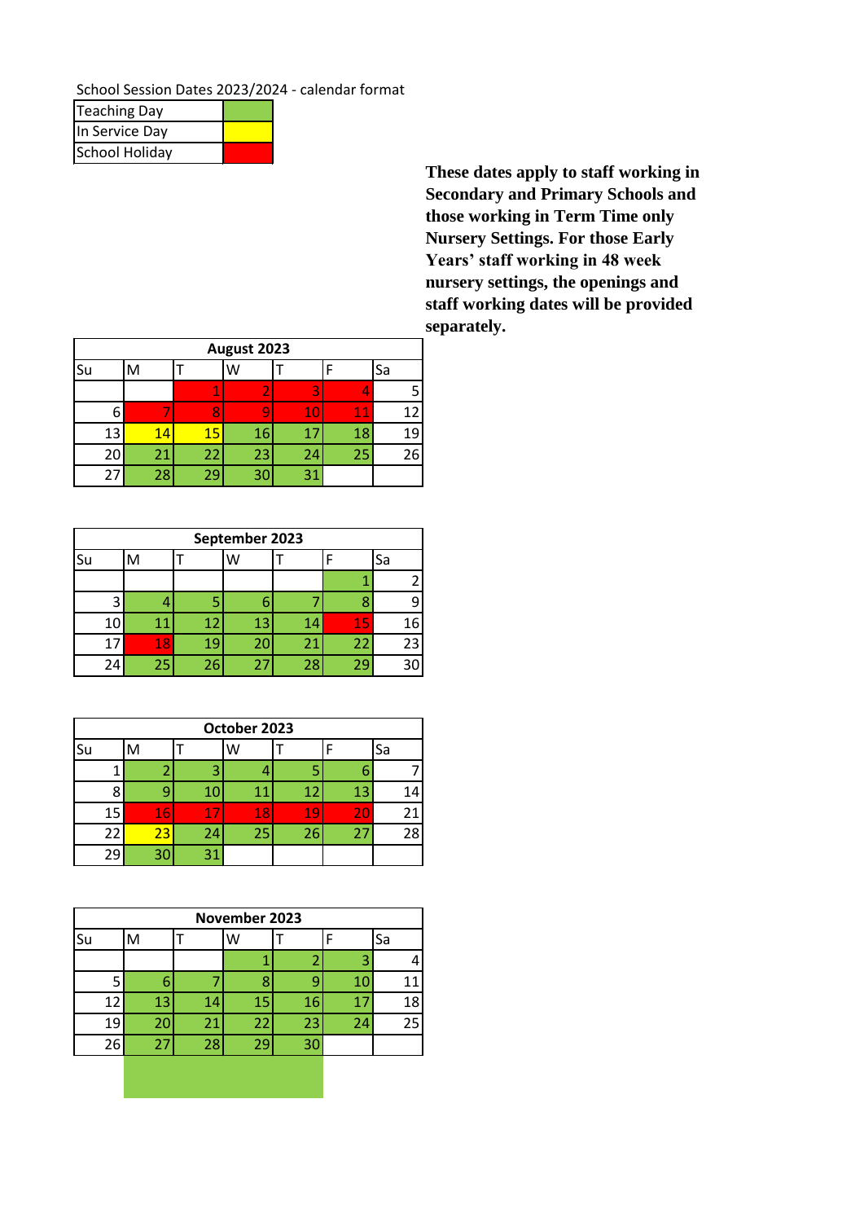School Session Dates 2023/2024 - calendar format

| Key | |
|---|---|
| Teaching Day | (green) |
| In Service Day | (yellow) |
| School Holiday | (red) |

**These dates apply to staff working in Secondary and Primary Schools and those working in Term Time only Nursery Settings. For those Early Years' staff working in 48 week nursery settings, the openings and staff working dates will be provided separately.**

| August 2023 | | | | | | |
|---|---|---|---|---|---|---|
| Su | M | T | W | T | F | Sa |
| | | 1 | 2 | 3 | 4 | 5 |
| 6 | 7 | 8 | 9 | 10 | 11 | 12 |
| 13 | 14 | 15 | 16 | 17 | 18 | 19 |
| 20 | 21 | 22 | 23 | 24 | 25 | 26 |
| 27 | 28 | 29 | 30 | 31 | | |

| September 2023 | | | | | | |
|---|---|---|---|---|---|---|
| Su | M | T | W | T | F | Sa |
| | | | | | 1 | 2 |
| 3 | 4 | 5 | 6 | 7 | 8 | 9 |
| 10 | 11 | 12 | 13 | 14 | 15 | 16 |
| 17 | 18 | 19 | 20 | 21 | 22 | 23 |
| 24 | 25 | 26 | 27 | 28 | 29 | 30 |

| October 2023 | | | | | | |
|---|---|---|---|---|---|---|
| Su | M | T | W | T | F | Sa |
| 1 | 2 | 3 | 4 | 5 | 6 | 7 |
| 8 | 9 | 10 | 11 | 12 | 13 | 14 |
| 15 | 16 | 17 | 18 | 19 | 20 | 21 |
| 22 | 23 | 24 | 25 | 26 | 27 | 28 |
| 29 | 30 | 31 | | | | |

| November 2023 | | | | | | |
|---|---|---|---|---|---|---|
| Su | M | T | W | T | F | Sa |
| | | | 1 | 2 | 3 | 4 |
| 5 | 6 | 7 | 8 | 9 | 10 | 11 |
| 12 | 13 | 14 | 15 | 16 | 17 | 18 |
| 19 | 20 | 21 | 22 | 23 | 24 | 25 |
| 26 | 27 | 28 | 29 | 30 | | |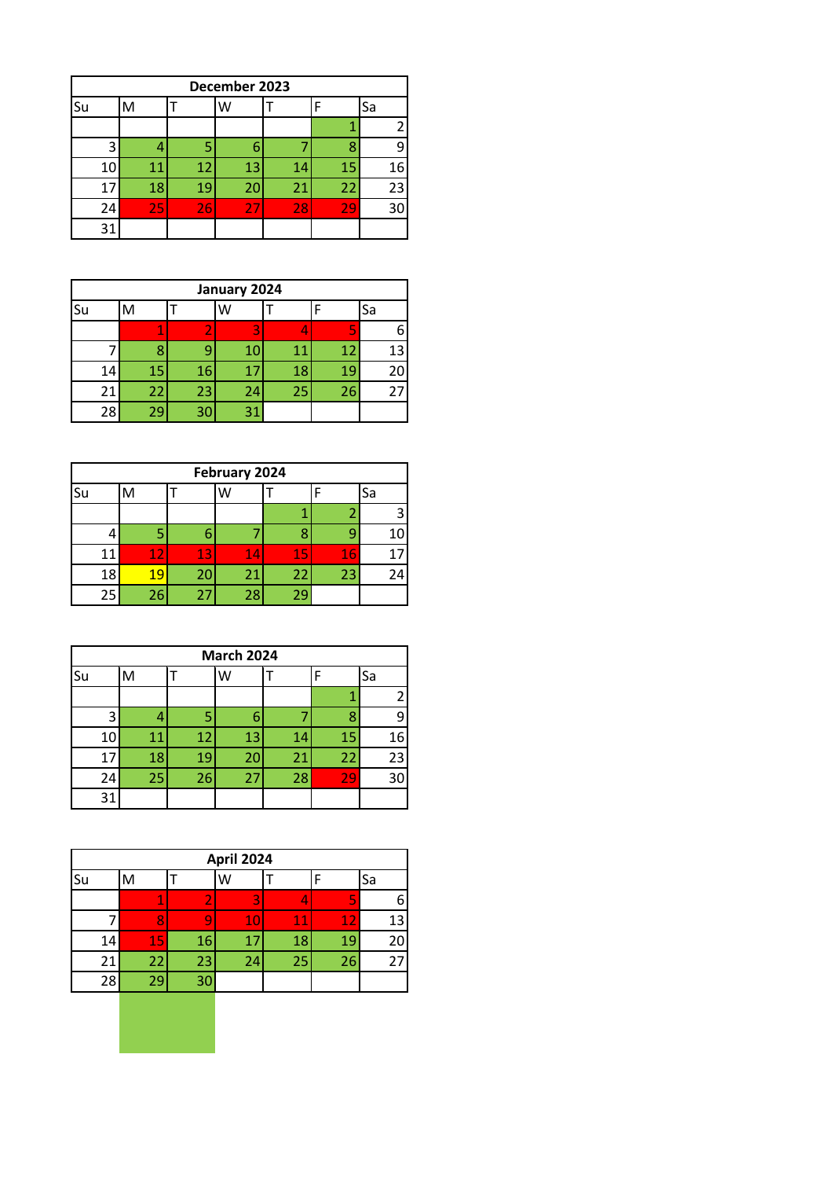| December 2023 | | | | | | |
|---|---|---|---|---|---|---|
| Su | M | T | W | T | F | Sa |
| | | | | | 1 | 2 |
| 3 | 4 | 5 | 6 | 7 | 8 | 9 |
| 10 | 11 | 12 | 13 | 14 | 15 | 16 |
| 17 | 18 | 19 | 20 | 21 | 22 | 23 |
| 24 | 25 | 26 | 27 | 28 | 29 | 30 |
| 31 | | | | | | |

| January 2024 | | | | | | |
|---|---|---|---|---|---|---|
| Su | M | T | W | T | F | Sa |
| | 1 | 2 | 3 | 4 | 5 | 6 |
| 7 | 8 | 9 | 10 | 11 | 12 | 13 |
| 14 | 15 | 16 | 17 | 18 | 19 | 20 |
| 21 | 22 | 23 | 24 | 25 | 26 | 27 |
| 28 | 29 | 30 | 31 | | | |

| February 2024 | | | | | | |
|---|---|---|---|---|---|---|
| Su | M | T | W | T | F | Sa |
| | | | | 1 | 2 | 3 |
| 4 | 5 | 6 | 7 | 8 | 9 | 10 |
| 11 | 12 | 13 | 14 | 15 | 16 | 17 |
| 18 | 19 | 20 | 21 | 22 | 23 | 24 |
| 25 | 26 | 27 | 28 | 29 | | |

| March 2024 | | | | | | |
|---|---|---|---|---|---|---|
| Su | M | T | W | T | F | Sa |
| | | | | | 1 | 2 |
| 3 | 4 | 5 | 6 | 7 | 8 | 9 |
| 10 | 11 | 12 | 13 | 14 | 15 | 16 |
| 17 | 18 | 19 | 20 | 21 | 22 | 23 |
| 24 | 25 | 26 | 27 | 28 | 29 | 30 |
| 31 | | | | | | |

| April 2024 | | | | | | |
|---|---|---|---|---|---|---|
| Su | M | T | W | T | F | Sa |
| | 1 | 2 | 3 | 4 | 5 | 6 |
| 7 | 8 | 9 | 10 | 11 | 12 | 13 |
| 14 | 15 | 16 | 17 | 18 | 19 | 20 |
| 21 | 22 | 23 | 24 | 25 | 26 | 27 |
| 28 | 29 | 30 | | | | |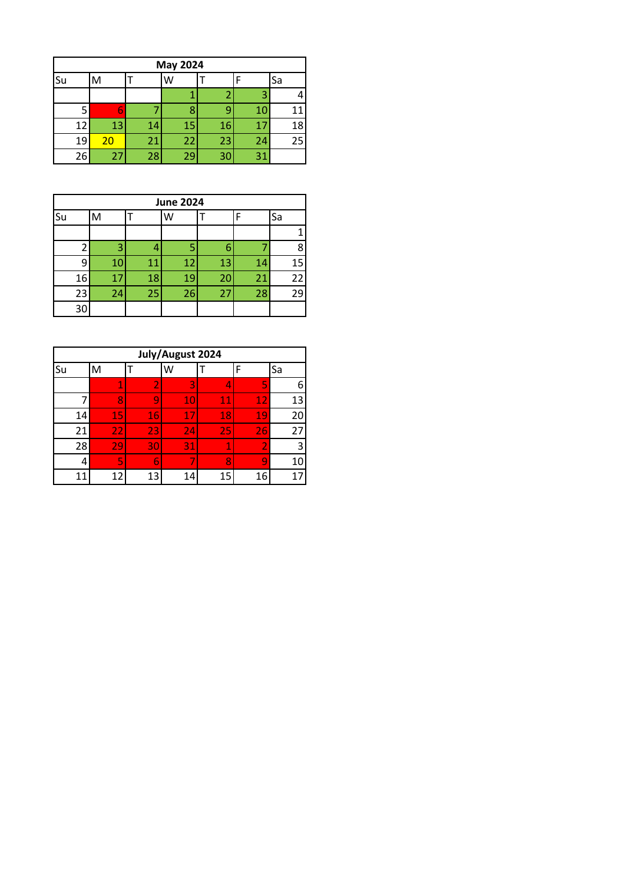| May 2024 | | | | | | |
|---|---|---|---|---|---|---|
| Su | M | T | W | T | F | Sa |
| | | | 1 | 2 | 3 | 4 |
| 5 | 6 | 7 | 8 | 9 | 10 | 11 |
| 12 | 13 | 14 | 15 | 16 | 17 | 18 |
| 19 | 20 | 21 | 22 | 23 | 24 | 25 |
| 26 | 27 | 28 | 29 | 30 | 31 | |

| June 2024 | | | | | | |
|---|---|---|---|---|---|---|
| Su | M | T | W | T | F | Sa |
| | | | | | | 1 |
| 2 | 3 | 4 | 5 | 6 | 7 | 8 |
| 9 | 10 | 11 | 12 | 13 | 14 | 15 |
| 16 | 17 | 18 | 19 | 20 | 21 | 22 |
| 23 | 24 | 25 | 26 | 27 | 28 | 29 |
| 30 | | | | | | |

| July/August 2024 | | | | | | |
|---|---|---|---|---|---|---|
| Su | M | T | W | T | F | Sa |
| | 1 | 2 | 3 | 4 | 5 | 6 |
| 7 | 8 | 9 | 10 | 11 | 12 | 13 |
| 14 | 15 | 16 | 17 | 18 | 19 | 20 |
| 21 | 22 | 23 | 24 | 25 | 26 | 27 |
| 28 | 29 | 30 | 31 | 1 | 2 | 3 |
| 4 | 5 | 6 | 7 | 8 | 9 | 10 |
| 11 | 12 | 13 | 14 | 15 | 16 | 17 |